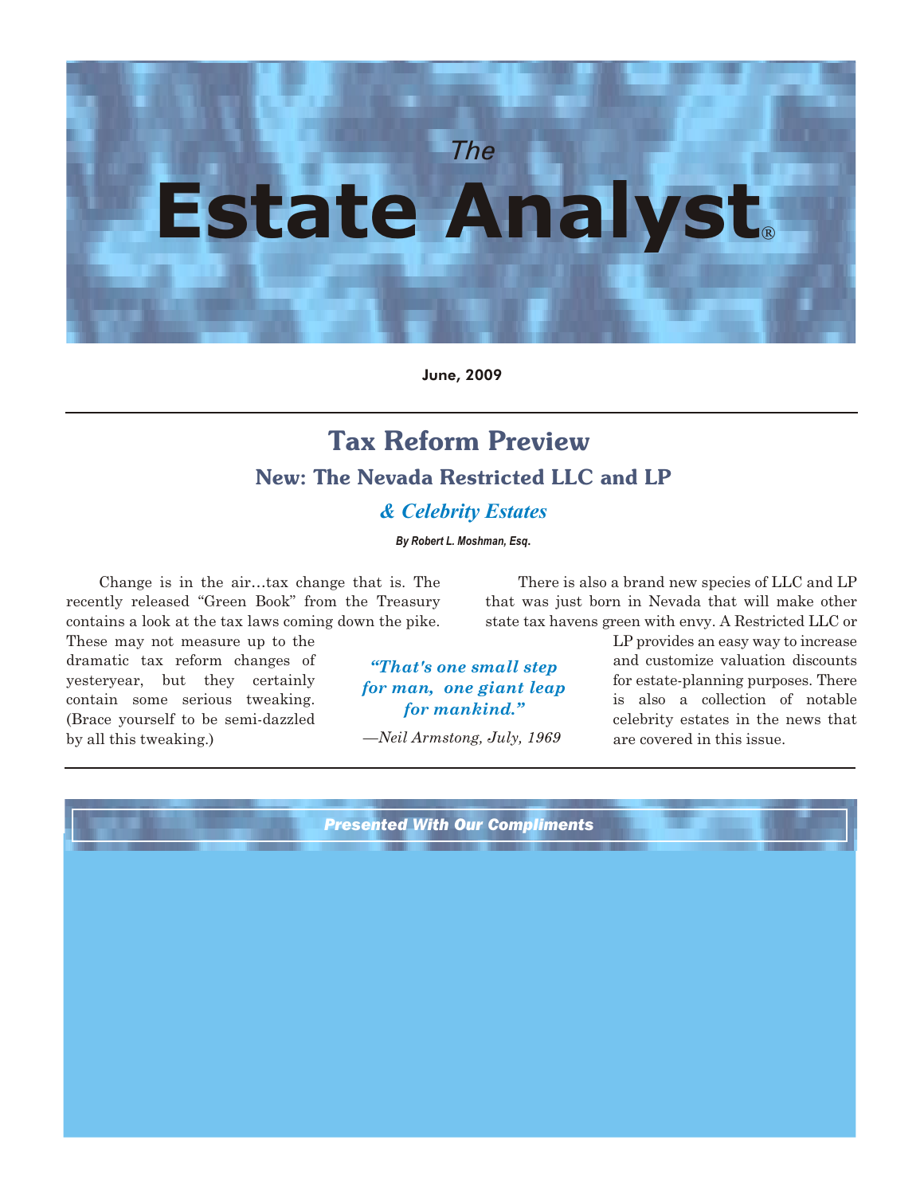*The*

# Estate Analyst®

June, 2009

## Tax Reform Preview

### New: The Nevada Restricted LLC and LP

### *& Celebrity Estates*

***By Robert L. Moshman, Esq.***

Change is in the air…tax change that is. The recently released "Green Book" from the Treasury contains a look at the tax laws coming down the pike. These may not measure up to the dramatic tax reform changes of yesteryear, but they certainly contain some serious tweaking. (Brace yourself to be semi-dazzled by all this tweaking.)

> ***"That's one small step for man, one giant leap for mankind."***
>
> *—Neil Armstrong, July, 1969*

There is also a brand new species of LLC and LP that was just born in Nevada that will make other state tax havens green with envy. A Restricted LLC or LP provides an easy way to increase and customize valuation discounts for estate-planning purposes. There is also a collection of notable celebrity estates in the news that are covered in this issue.

***Presented With Our Compliments***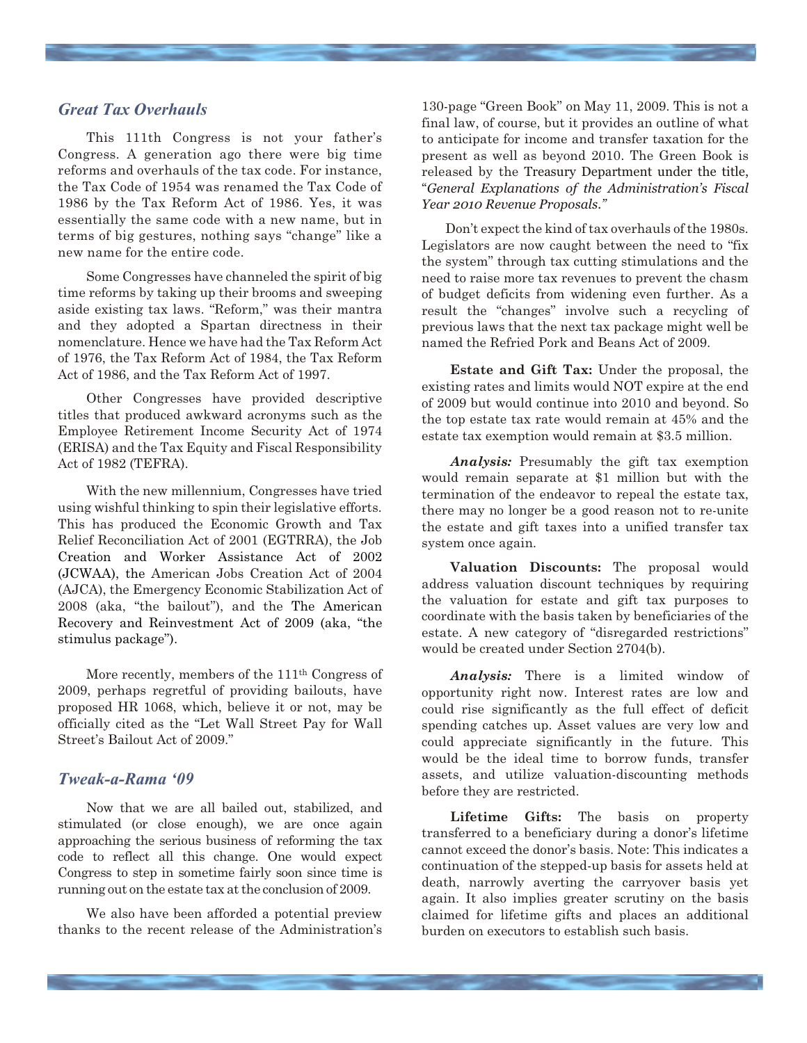## *Great Tax Overhauls*

This 111th Congress is not your father's Congress. A generation ago there were big time reforms and overhauls of the tax code. For instance, the Tax Code of 1954 was renamed the Tax Code of 1986 by the Tax Reform Act of 1986. Yes, it was essentially the same code with a new name, but in terms of big gestures, nothing says "change" like a new name for the entire code.

Some Congresses have channeled the spirit of big time reforms by taking up their brooms and sweeping aside existing tax laws. "Reform," was their mantra and they adopted a Spartan directness in their nomenclature. Hence we have had the Tax Reform Act of 1976, the Tax Reform Act of 1984, the Tax Reform Act of 1986, and the Tax Reform Act of 1997.

Other Congresses have provided descriptive titles that produced awkward acronyms such as the Employee Retirement Income Security Act of 1974 (ERISA) and the Tax Equity and Fiscal Responsibility Act of 1982 (TEFRA).

With the new millennium, Congresses have tried using wishful thinking to spin their legislative efforts. This has produced the Economic Growth and Tax Relief Reconciliation Act of 2001 (EGTRRA), the Job Creation and Worker Assistance Act of 2002 (JCWAA), the American Jobs Creation Act of 2004 (AJCA), the Emergency Economic Stabilization Act of 2008 (aka, "the bailout"), and the The American Recovery and Reinvestment Act of 2009 (aka, "the stimulus package").

More recently, members of the 111th Congress of 2009, perhaps regretful of providing bailouts, have proposed HR 1068, which, believe it or not, may be officially cited as the "Let Wall Street Pay for Wall Street's Bailout Act of 2009."

## *Tweak-a-Rama '09*

Now that we are all bailed out, stabilized, and stimulated (or close enough), we are once again approaching the serious business of reforming the tax code to reflect all this change. One would expect Congress to step in sometime fairly soon since time is running out on the estate tax at the conclusion of 2009.

We also have been afforded a potential preview thanks to the recent release of the Administration's 130-page "Green Book" on May 11, 2009. This is not a final law, of course, but it provides an outline of what to anticipate for income and transfer taxation for the present as well as beyond 2010. The Green Book is released by the Treasury Department under the title, "*General Explanations of the Administration's Fiscal Year 2010 Revenue Proposals.*"

Don't expect the kind of tax overhauls of the 1980s. Legislators are now caught between the need to "fix the system" through tax cutting stimulations and the need to raise more tax revenues to prevent the chasm of budget deficits from widening even further. As a result the "changes" involve such a recycling of previous laws that the next tax package might well be named the Refried Pork and Beans Act of 2009.

**Estate and Gift Tax:** Under the proposal, the existing rates and limits would NOT expire at the end of 2009 but would continue into 2010 and beyond. So the top estate tax rate would remain at 45% and the estate tax exemption would remain at $3.5 million.

***Analysis:*** Presumably the gift tax exemption would remain separate at $1 million but with the termination of the endeavor to repeal the estate tax, there may no longer be a good reason not to re-unite the estate and gift taxes into a unified transfer tax system once again.

**Valuation Discounts:** The proposal would address valuation discount techniques by requiring the valuation for estate and gift tax purposes to coordinate with the basis taken by beneficiaries of the estate. A new category of "disregarded restrictions" would be created under Section 2704(b).

***Analysis:*** There is a limited window of opportunity right now. Interest rates are low and could rise significantly as the full effect of deficit spending catches up. Asset values are very low and could appreciate significantly in the future. This would be the ideal time to borrow funds, transfer assets, and utilize valuation-discounting methods before they are restricted.

**Lifetime Gifts:** The basis on property transferred to a beneficiary during a donor's lifetime cannot exceed the donor's basis. Note: This indicates a continuation of the stepped-up basis for assets held at death, narrowly averting the carryover basis yet again. It also implies greater scrutiny on the basis claimed for lifetime gifts and places an additional burden on executors to establish such basis.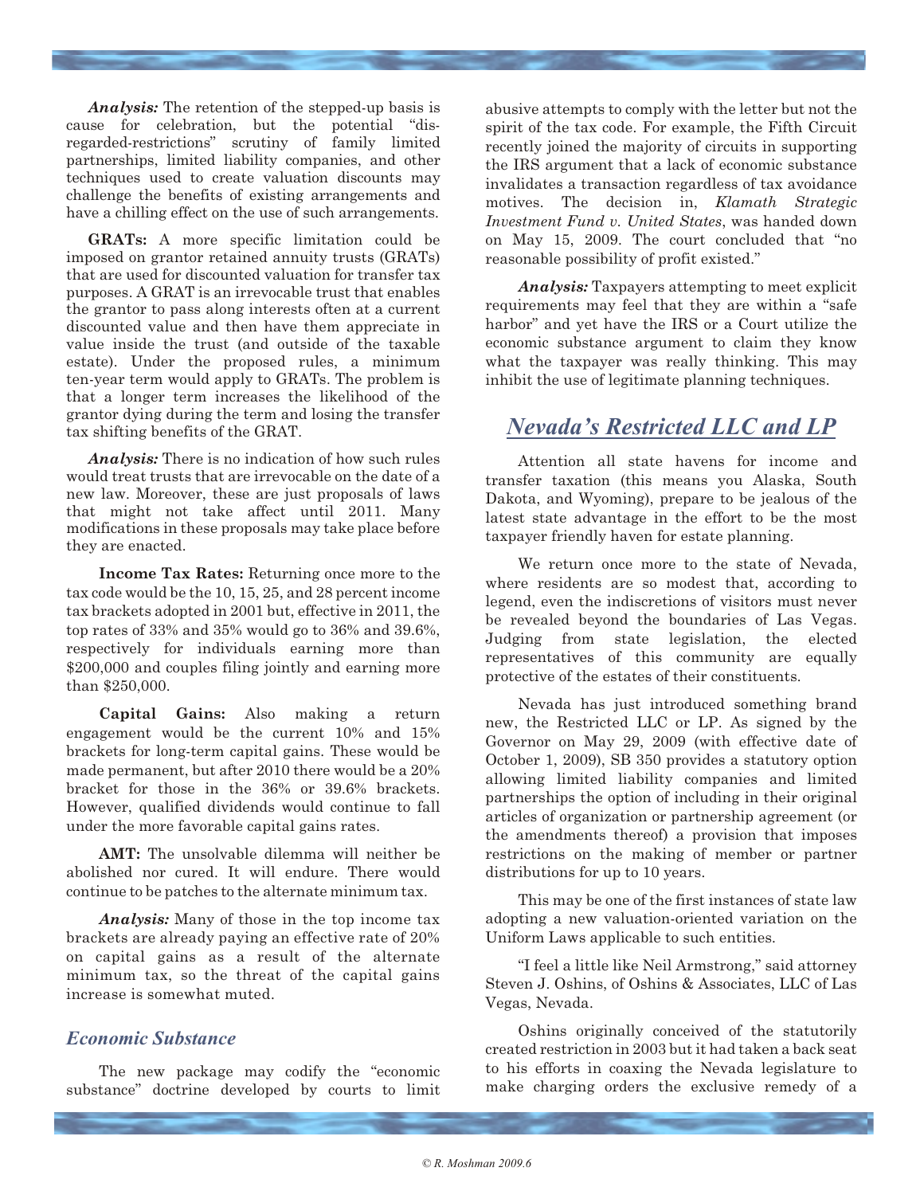***Analysis:*** The retention of the stepped-up basis is cause for celebration, but the potential "disregarded-restrictions" scrutiny of family limited partnerships, limited liability companies, and other techniques used to create valuation discounts may challenge the benefits of existing arrangements and have a chilling effect on the use of such arrangements.

**GRATs:** A more specific limitation could be imposed on grantor retained annuity trusts (GRATs) that are used for discounted valuation for transfer tax purposes. A GRAT is an irrevocable trust that enables the grantor to pass along interests often at a current discounted value and then have them appreciate in value inside the trust (and outside of the taxable estate). Under the proposed rules, a minimum ten-year term would apply to GRATs. The problem is that a longer term increases the likelihood of the grantor dying during the term and losing the transfer tax shifting benefits of the GRAT.

***Analysis:*** There is no indication of how such rules would treat trusts that are irrevocable on the date of a new law. Moreover, these are just proposals of laws that might not take affect until 2011. Many modifications in these proposals may take place before they are enacted.

**Income Tax Rates:** Returning once more to the tax code would be the 10, 15, 25, and 28 percent income tax brackets adopted in 2001 but, effective in 2011, the top rates of 33% and 35% would go to 36% and 39.6%, respectively for individuals earning more than $200,000 and couples filing jointly and earning more than $250,000.

**Capital Gains:** Also making a return engagement would be the current 10% and 15% brackets for long-term capital gains. These would be made permanent, but after 2010 there would be a 20% bracket for those in the 36% or 39.6% brackets. However, qualified dividends would continue to fall under the more favorable capital gains rates.

**AMT:** The unsolvable dilemma will neither be abolished nor cured. It will endure. There would continue to be patches to the alternate minimum tax.

***Analysis:*** Many of those in the top income tax brackets are already paying an effective rate of 20% on capital gains as a result of the alternate minimum tax, so the threat of the capital gains increase is somewhat muted.

### *Economic Substance*

The new package may codify the "economic substance" doctrine developed by courts to limit abusive attempts to comply with the letter but not the spirit of the tax code. For example, the Fifth Circuit recently joined the majority of circuits in supporting the IRS argument that a lack of economic substance invalidates a transaction regardless of tax avoidance motives. The decision in, *Klamath Strategic Investment Fund v. United States*, was handed down on May 15, 2009. The court concluded that "no reasonable possibility of profit existed."

***Analysis:*** Taxpayers attempting to meet explicit requirements may feel that they are within a "safe harbor" and yet have the IRS or a Court utilize the economic substance argument to claim they know what the taxpayer was really thinking. This may inhibit the use of legitimate planning techniques.

## *Nevada's Restricted LLC and LP*

Attention all state havens for income and transfer taxation (this means you Alaska, South Dakota, and Wyoming), prepare to be jealous of the latest state advantage in the effort to be the most taxpayer friendly haven for estate planning.

We return once more to the state of Nevada, where residents are so modest that, according to legend, even the indiscretions of visitors must never be revealed beyond the boundaries of Las Vegas. Judging from state legislation, the elected representatives of this community are equally protective of the estates of their constituents.

Nevada has just introduced something brand new, the Restricted LLC or LP. As signed by the Governor on May 29, 2009 (with effective date of October 1, 2009), SB 350 provides a statutory option allowing limited liability companies and limited partnerships the option of including in their original articles of organization or partnership agreement (or the amendments thereof) a provision that imposes restrictions on the making of member or partner distributions for up to 10 years.

This may be one of the first instances of state law adopting a new valuation-oriented variation on the Uniform Laws applicable to such entities.

"I feel a little like Neil Armstrong," said attorney Steven J. Oshins, of Oshins & Associates, LLC of Las Vegas, Nevada.

Oshins originally conceived of the statutorily created restriction in 2003 but it had taken a back seat to his efforts in coaxing the Nevada legislature to make charging orders the exclusive remedy of a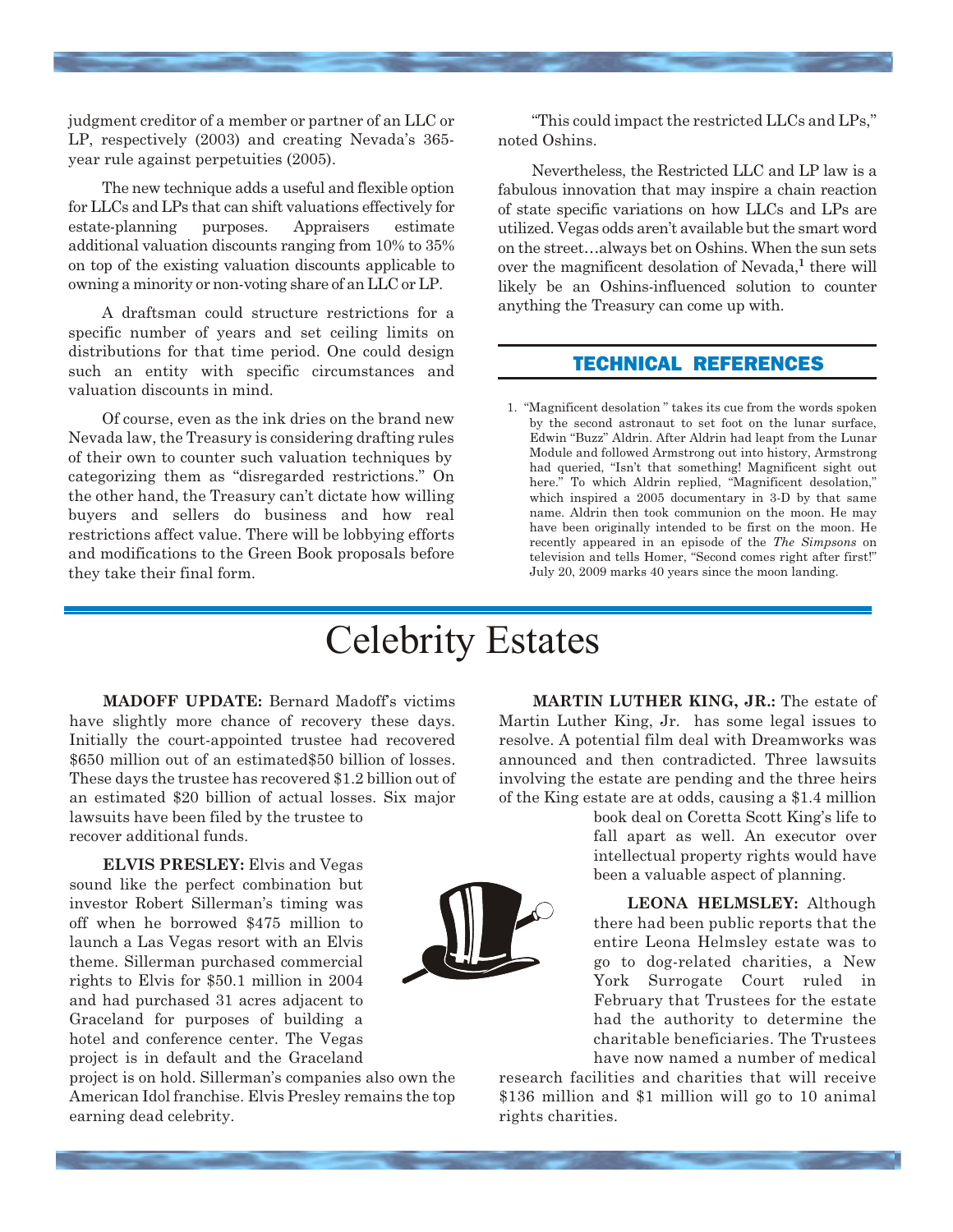judgment creditor of a member or partner of an LLC or LP, respectively (2003) and creating Nevada's 365-year rule against perpetuities (2005).

The new technique adds a useful and flexible option for LLCs and LPs that can shift valuations effectively for estate-planning purposes. Appraisers estimate additional valuation discounts ranging from 10% to 35% on top of the existing valuation discounts applicable to owning a minority or non-voting share of an LLC or LP.

A draftsman could structure restrictions for a specific number of years and set ceiling limits on distributions for that time period. One could design such an entity with specific circumstances and valuation discounts in mind.

Of course, even as the ink dries on the brand new Nevada law, the Treasury is considering drafting rules of their own to counter such valuation techniques by categorizing them as "disregarded restrictions." On the other hand, the Treasury can't dictate how willing buyers and sellers do business and how real restrictions affect value. There will be lobbying efforts and modifications to the Green Book proposals before they take their final form.

"This could impact the restricted LLCs and LPs," noted Oshins.

Nevertheless, the Restricted LLC and LP law is a fabulous innovation that may inspire a chain reaction of state specific variations on how LLCs and LPs are utilized. Vegas odds aren't available but the smart word on the street…always bet on Oshins. When the sun sets over the magnificent desolation of Nevada,[1] there will likely be an Oshins-influenced solution to counter anything the Treasury can come up with.

## TECHNICAL REFERENCES

1. "Magnificent desolation" takes its cue from the words spoken by the second astronaut to set foot on the lunar surface, Edwin "Buzz" Aldrin. After Aldrin had leapt from the Lunar Module and followed Armstrong out into history, Armstrong had queried, "Isn't that something! Magnificent sight out here." To which Aldrin replied, "Magnificent desolation," which inspired a 2005 documentary in 3-D by that same name. Aldrin then took communion on the moon. He may have been originally intended to be first on the moon. He recently appeared in an episode of the *The Simpsons* on television and tells Homer, "Second comes right after first!" July 20, 2009 marks 40 years since the moon landing.

# Celebrity Estates

**MADOFF UPDATE:** Bernard Madoff's victims have slightly more chance of recovery these days. Initially the court-appointed trustee had recovered $650 million out of an estimated$50 billion of losses. These days the trustee has recovered $1.2 billion out of an estimated $20 billion of actual losses. Six major lawsuits have been filed by the trustee to recover additional funds.

**ELVIS PRESLEY:** Elvis and Vegas sound like the perfect combination but investor Robert Sillerman's timing was off when he borrowed $475 million to launch a Las Vegas resort with an Elvis theme. Sillerman purchased commercial rights to Elvis for $50.1 million in 2004 and had purchased 31 acres adjacent to Graceland for purposes of building a hotel and conference center. The Vegas project is in default and the Graceland project is on hold. Sillerman's companies also own the American Idol franchise. Elvis Presley remains the top earning dead celebrity.

**MARTIN LUTHER KING, JR.:** The estate of Martin Luther King, Jr. has some legal issues to resolve. A potential film deal with Dreamworks was announced and then contradicted. Three lawsuits involving the estate are pending and the three heirs of the King estate are at odds, causing a $1.4 million book deal on Coretta Scott King's life to fall apart as well. An executor over intellectual property rights would have been a valuable aspect of planning.

**LEONA HELMSLEY:** Although there had been public reports that the entire Leona Helmsley estate was to go to dog-related charities, a New York Surrogate Court ruled in February that Trustees for the estate had the authority to determine the charitable beneficiaries. The Trustees have now named a number of medical research facilities and charities that will receive $136 million and $1 million will go to 10 animal rights charities.